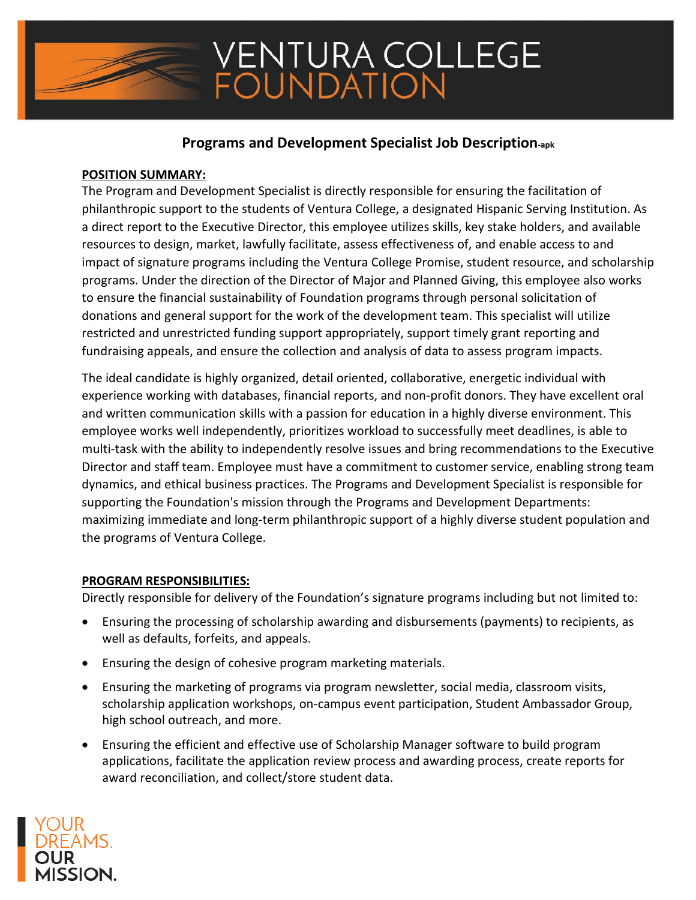# VENTURA COLLEGE FOUNDATION

## Programs and Development Specialist Job Description-apk

**POSITION SUMMARY:**

The Program and Development Specialist is directly responsible for ensuring the facilitation of philanthropic support to the students of Ventura College, a designated Hispanic Serving Institution. As a direct report to the Executive Director, this employee utilizes skills, key stake holders, and available resources to design, market, lawfully facilitate, assess effectiveness of, and enable access to and impact of signature programs including the Ventura College Promise, student resource, and scholarship programs. Under the direction of the Director of Major and Planned Giving, this employee also works to ensure the financial sustainability of Foundation programs through personal solicitation of donations and general support for the work of the development team. This specialist will utilize restricted and unrestricted funding support appropriately, support timely grant reporting and fundraising appeals, and ensure the collection and analysis of data to assess program impacts.

The ideal candidate is highly organized, detail oriented, collaborative, energetic individual with experience working with databases, financial reports, and non-profit donors. They have excellent oral and written communication skills with a passion for education in a highly diverse environment. This employee works well independently, prioritizes workload to successfully meet deadlines, is able to multi-task with the ability to independently resolve issues and bring recommendations to the Executive Director and staff team. Employee must have a commitment to customer service, enabling strong team dynamics, and ethical business practices. The Programs and Development Specialist is responsible for supporting the Foundation's mission through the Programs and Development Departments: maximizing immediate and long-term philanthropic support of a highly diverse student population and the programs of Ventura College.

**PROGRAM RESPONSIBILITIES:**

Directly responsible for delivery of the Foundation's signature programs including but not limited to:

- Ensuring the processing of scholarship awarding and disbursements (payments) to recipients, as well as defaults, forfeits, and appeals.
- Ensuring the design of cohesive program marketing materials.
- Ensuring the marketing of programs via program newsletter, social media, classroom visits, scholarship application workshops, on-campus event participation, Student Ambassador Group, high school outreach, and more.
- Ensuring the efficient and effective use of Scholarship Manager software to build program applications, facilitate the application review process and awarding process, create reports for award reconciliation, and collect/store student data.

YOUR DREAMS. OUR MISSION.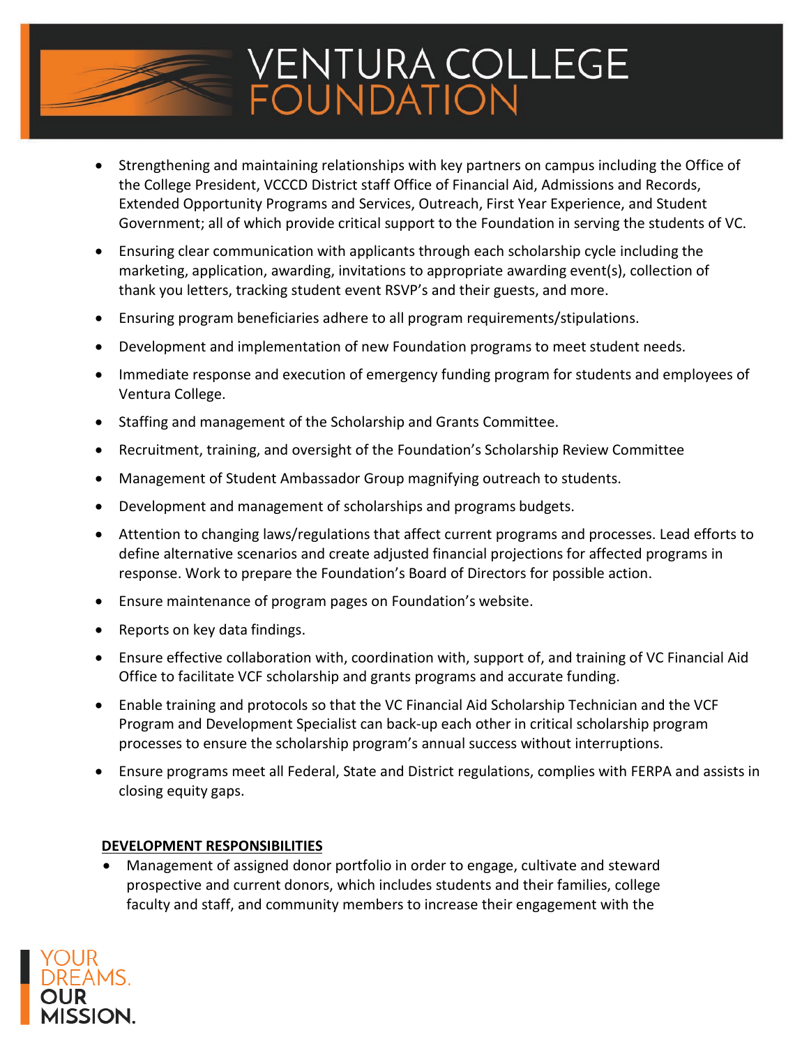- Strengthening and maintaining relationships with key partners on campus including the Office of the College President, VCCCD District staff Office of Financial Aid, Admissions and Records, Extended Opportunity Programs and Services, Outreach, First Year Experience, and Student Government; all of which provide critical support to the Foundation in serving the students of VC.
- Ensuring clear communication with applicants through each scholarship cycle including the marketing, application, awarding, invitations to appropriate awarding event(s), collection of thank you letters, tracking student event RSVP's and their guests, and more.
- Ensuring program beneficiaries adhere to all program requirements/stipulations.
- Development and implementation of new Foundation programs to meet student needs.
- Immediate response and execution of emergency funding program for students and employees of Ventura College.
- Staffing and management of the Scholarship and Grants Committee.
- Recruitment, training, and oversight of the Foundation's Scholarship Review Committee
- Management of Student Ambassador Group magnifying outreach to students.
- Development and management of scholarships and programs budgets.
- Attention to changing laws/regulations that affect current programs and processes. Lead efforts to define alternative scenarios and create adjusted financial projections for affected programs in response. Work to prepare the Foundation's Board of Directors for possible action.
- Ensure maintenance of program pages on Foundation's website.
- Reports on key data findings.
- Ensure effective collaboration with, coordination with, support of, and training of VC Financial Aid Office to facilitate VCF scholarship and grants programs and accurate funding.
- Enable training and protocols so that the VC Financial Aid Scholarship Technician and the VCF Program and Development Specialist can back-up each other in critical scholarship program processes to ensure the scholarship program's annual success without interruptions.
- Ensure programs meet all Federal, State and District regulations, complies with FERPA and assists in closing equity gaps.

**DEVELOPMENT RESPONSIBILITIES**

- Management of assigned donor portfolio in order to engage, cultivate and steward prospective and current donors, which includes students and their families, college faculty and staff, and community members to increase their engagement with the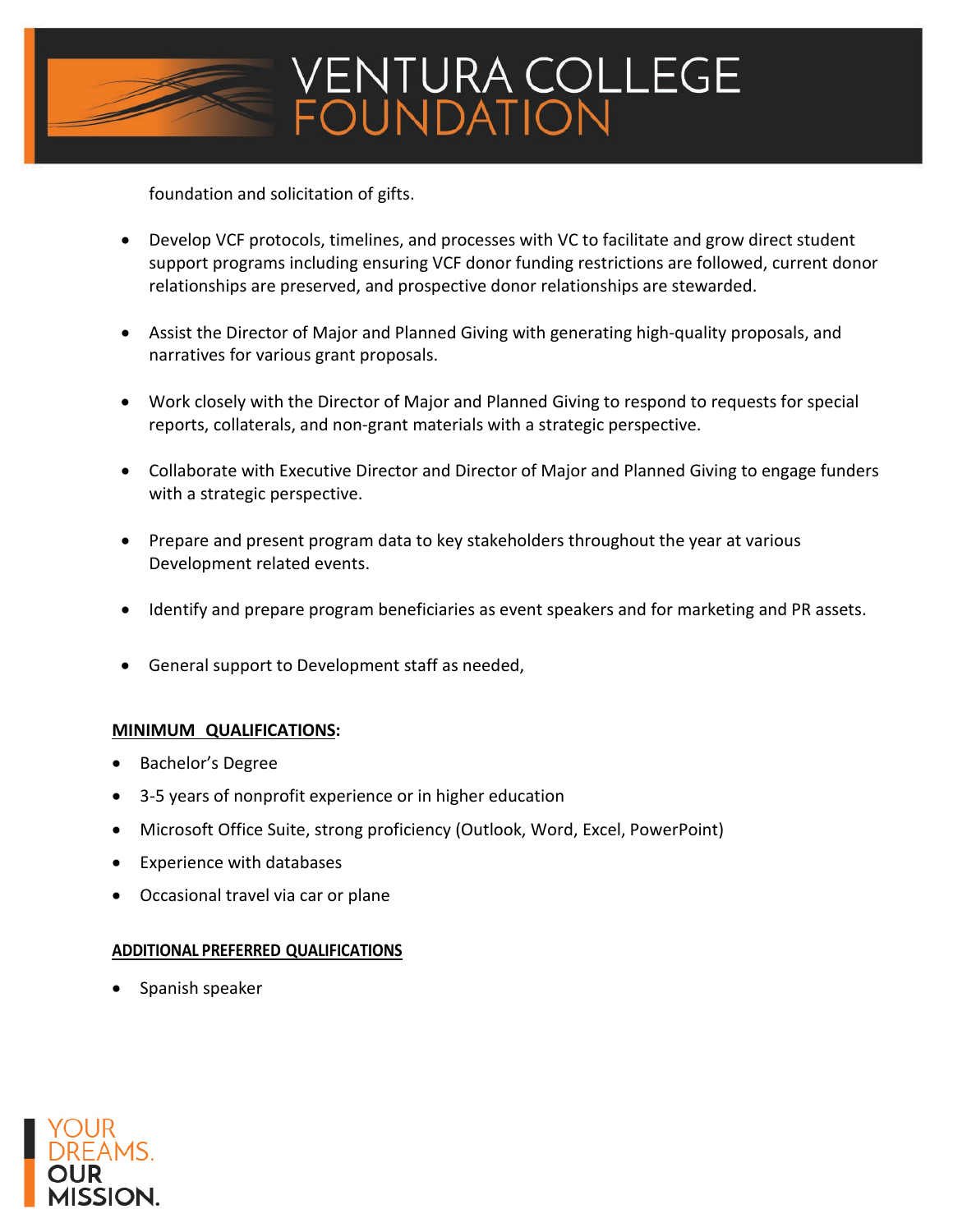foundation and solicitation of gifts.

- Develop VCF protocols, timelines, and processes with VC to facilitate and grow direct student support programs including ensuring VCF donor funding restrictions are followed, current donor relationships are preserved, and prospective donor relationships are stewarded.

- Assist the Director of Major and Planned Giving with generating high-quality proposals, and narratives for various grant proposals.

- Work closely with the Director of Major and Planned Giving to respond to requests for special reports, collaterals, and non-grant materials with a strategic perspective.

- Collaborate with Executive Director and Director of Major and Planned Giving to engage funders with a strategic perspective.

- Prepare and present program data to key stakeholders throughout the year at various Development related events.

- Identify and prepare program beneficiaries as event speakers and for marketing and PR assets.

- General support to Development staff as needed,

**MINIMUM QUALIFICATIONS:**

- Bachelor's Degree
- 3-5 years of nonprofit experience or in higher education
- Microsoft Office Suite, strong proficiency (Outlook, Word, Excel, PowerPoint)
- Experience with databases
- Occasional travel via car or plane

**ADDITIONAL PREFERRED QUALIFICATIONS**

- Spanish speaker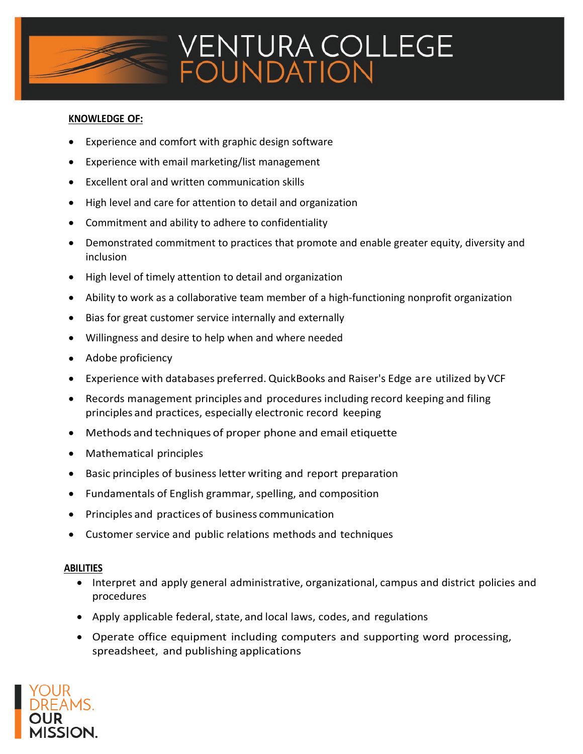**KNOWLEDGE OF:**

- Experience and comfort with graphic design software
- Experience with email marketing/list management
- Excellent oral and written communication skills
- High level and care for attention to detail and organization
- Commitment and ability to adhere to confidentiality
- Demonstrated commitment to practices that promote and enable greater equity, diversity and inclusion
- High level of timely attention to detail and organization
- Ability to work as a collaborative team member of a high-functioning nonprofit organization
- Bias for great customer service internally and externally
- Willingness and desire to help when and where needed
- Adobe proficiency
- Experience with databases preferred. QuickBooks and Raiser's Edge are utilized by VCF
- Records management principles and procedures including record keeping and filing principles and practices, especially electronic record keeping
- Methods and techniques of proper phone and email etiquette
- Mathematical principles
- Basic principles of business letter writing and report preparation
- Fundamentals of English grammar, spelling, and composition
- Principles and practices of business communication
- Customer service and public relations methods and techniques

**ABILITIES**

- Interpret and apply general administrative, organizational, campus and district policies and procedures
- Apply applicable federal, state, and local laws, codes, and regulations
- Operate office equipment including computers and supporting word processing, spreadsheet, and publishing applications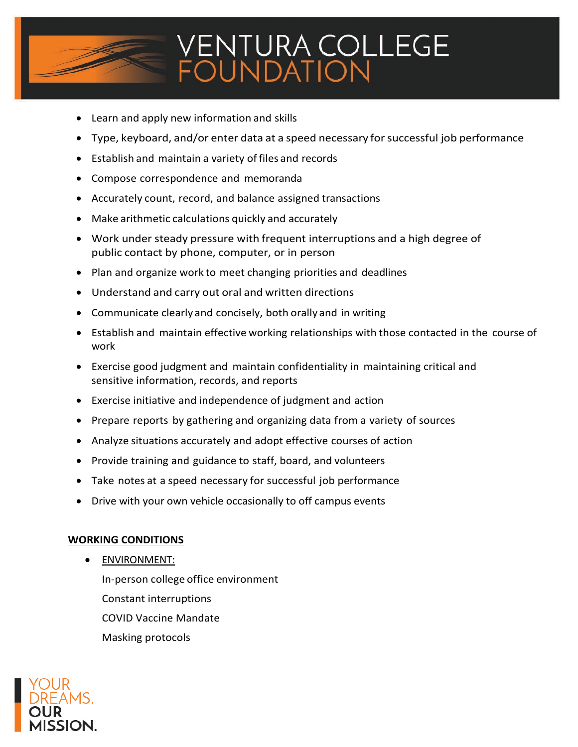- Learn and apply new information and skills
- Type, keyboard, and/or enter data at a speed necessary for successful job performance
- Establish and maintain a variety of files and records
- Compose correspondence and memoranda
- Accurately count, record, and balance assigned transactions
- Make arithmetic calculations quickly and accurately
- Work under steady pressure with frequent interruptions and a high degree of public contact by phone, computer, or in person
- Plan and organize work to meet changing priorities and deadlines
- Understand and carry out oral and written directions
- Communicate clearly and concisely, both orally and in writing
- Establish and maintain effective working relationships with those contacted in the course of work
- Exercise good judgment and maintain confidentiality in maintaining critical and sensitive information, records, and reports
- Exercise initiative and independence of judgment and action
- Prepare reports by gathering and organizing data from a variety of sources
- Analyze situations accurately and adopt effective courses of action
- Provide training and guidance to staff, board, and volunteers
- Take notes at a speed necessary for successful job performance
- Drive with your own vehicle occasionally to off campus events

**WORKING CONDITIONS**

- ENVIRONMENT:

  In-person college office environment

  Constant interruptions

  COVID Vaccine Mandate

  Masking protocols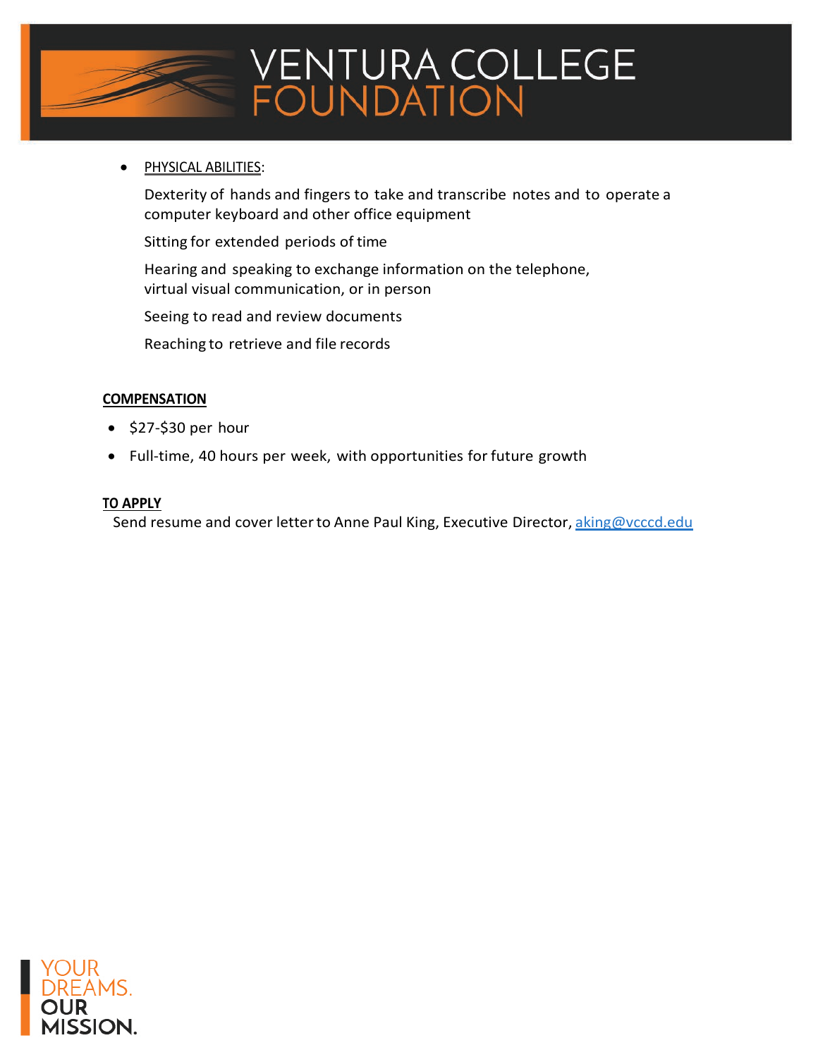- PHYSICAL ABILITIES:

  Dexterity of hands and fingers to take and transcribe notes and to operate a computer keyboard and other office equipment

  Sitting for extended periods of time

  Hearing and speaking to exchange information on the telephone, virtual visual communication, or in person

  Seeing to read and review documents

  Reaching to retrieve and file records

**COMPENSATION**

- $27-$30 per hour
- Full-time, 40 hours per week, with opportunities for future growth

**TO APPLY**

Send resume and cover letter to Anne Paul King, Executive Director, aking@vcccd.edu